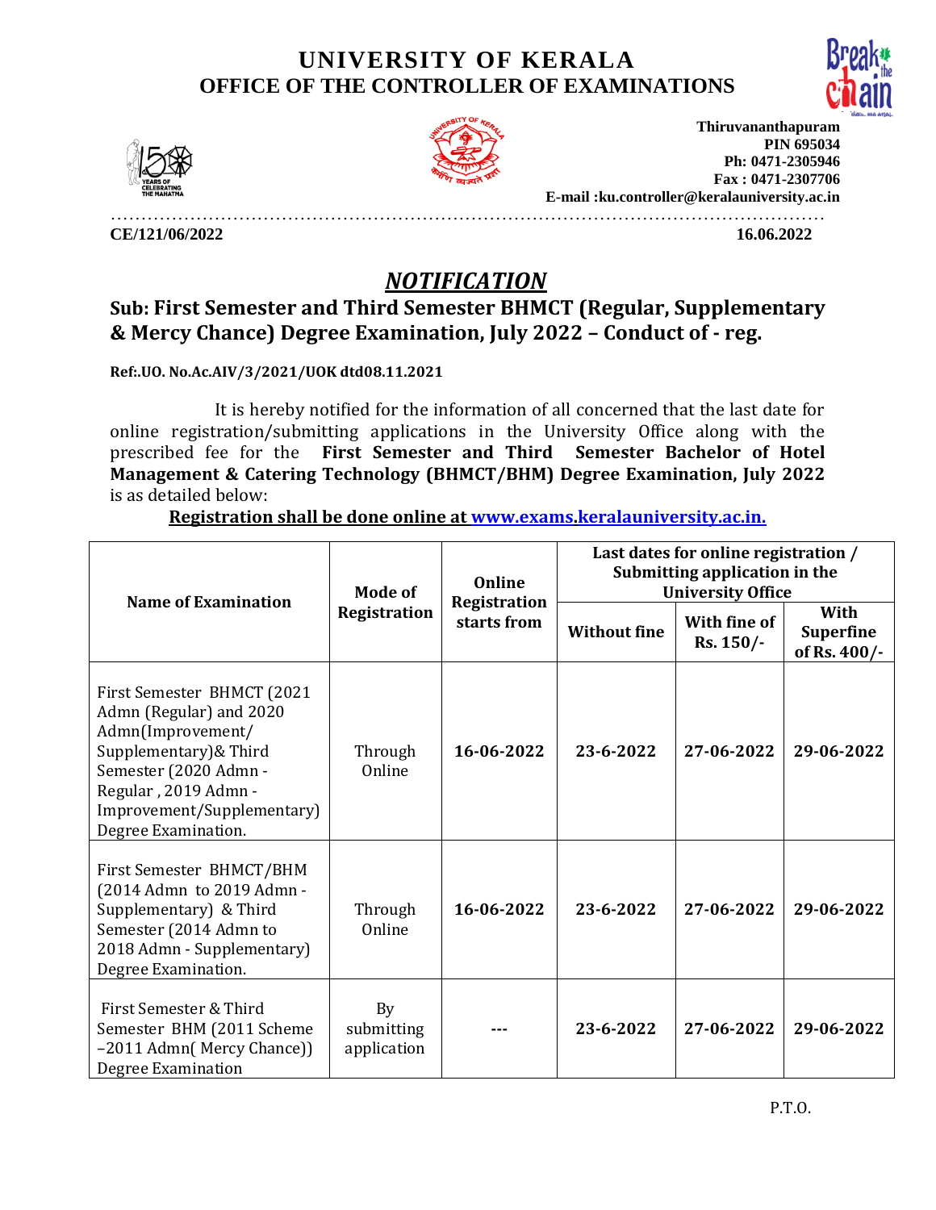# UNIVERSITY OF KERALA
## OFFICE OF THE CONTROLLER OF EXAMINATIONS

**Thiruvananthapuram**
**PIN 695034**
**Ph: 0471-2305946**
**Fax : 0471-2307706**
**E-mail :ku.controller@keralauniversity.ac.in**

**CE/121/06/2022** **16.06.2022**

## *NOTIFICATION*

### Sub: First Semester and Third Semester BHMCT (Regular, Supplementary & Mercy Chance) Degree Examination, July 2022 – Conduct of - reg.

**Ref:.UO. No.Ac.AIV/3/2021/UOK dtd08.11.2021**

It is hereby notified for the information of all concerned that the last date for online registration/submitting applications in the University Office along with the prescribed fee for the **First Semester and Third Semester Bachelor of Hotel Management & Catering Technology (BHMCT/BHM) Degree Examination, July 2022** is as detailed below:

**Registration shall be done online at www.exams.keralauniversity.ac.in.**

| Name of Examination | Mode of Registration | Online Registration starts from | Last dates for online registration / Submitting application in the University Office | | |
|---|---|---|---|---|---|
| | | | Without fine | With fine of Rs. 150/- | With Superfine of Rs. 400/- |
| First Semester BHMCT (2021 Admn (Regular) and 2020 Admn(Improvement/ Supplementary)& Third Semester (2020 Admn - Regular , 2019 Admn - Improvement/Supplementary) Degree Examination. | Through Online | **16-06-2022** | **23-6-2022** | **27-06-2022** | **29-06-2022** |
| First Semester BHMCT/BHM (2014 Admn to 2019 Admn - Supplementary) & Third Semester (2014 Admn to 2018 Admn - Supplementary) Degree Examination. | Through Online | **16-06-2022** | **23-6-2022** | **27-06-2022** | **29-06-2022** |
| First Semester & Third Semester BHM (2011 Scheme –2011 Admn( Mercy Chance)) Degree Examination | By submitting application | --- | **23-6-2022** | **27-06-2022** | **29-06-2022** |

P.T.O.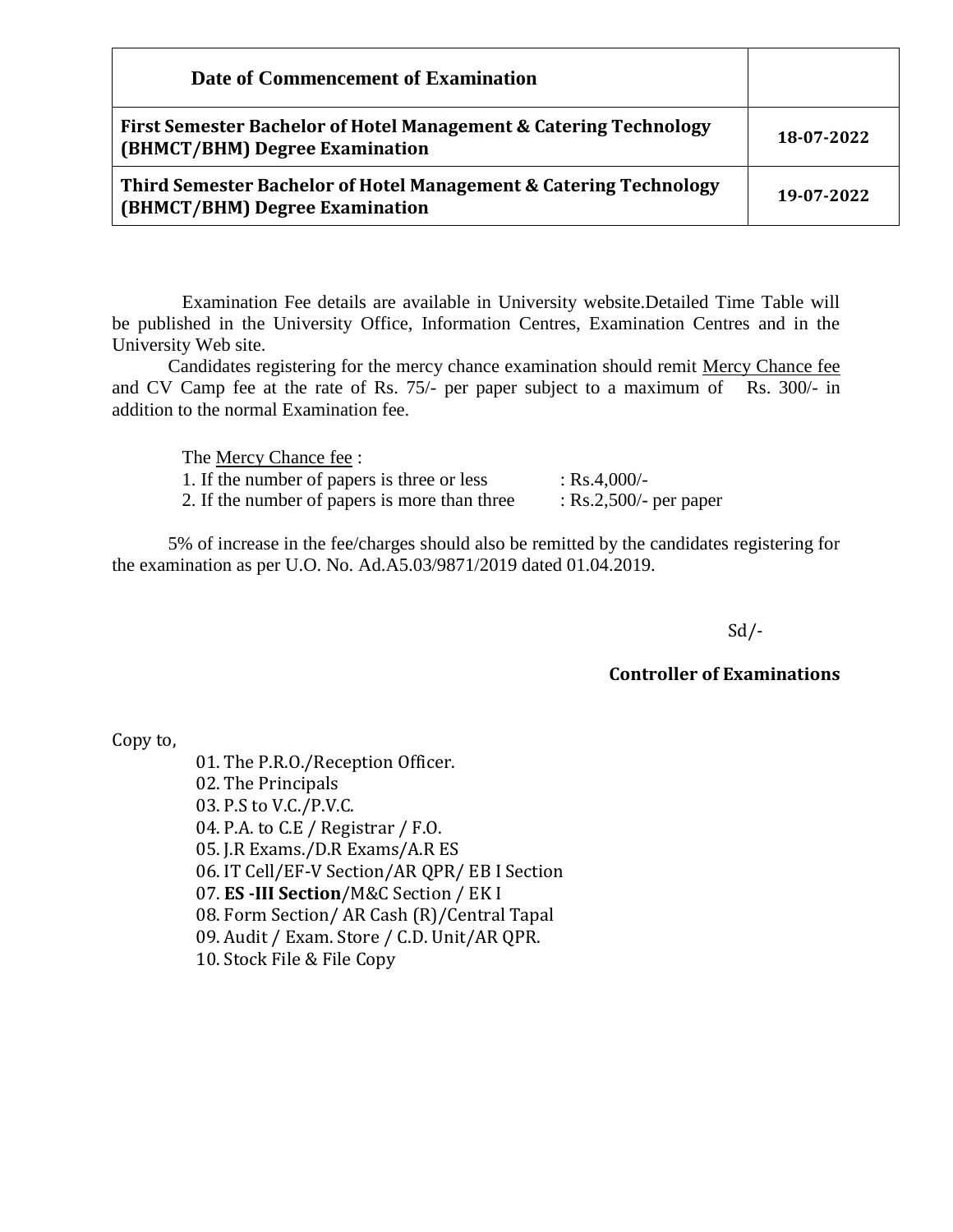| Date of Commencement of Examination | |
|---|---|
| **First Semester Bachelor of Hotel Management & Catering Technology (BHMCT/BHM) Degree Examination** | **18-07-2022** |
| **Third Semester Bachelor of Hotel Management & Catering Technology (BHMCT/BHM) Degree Examination** | **19-07-2022** |

Examination Fee details are available in University website.Detailed Time Table will be published in the University Office, Information Centres, Examination Centres and in the University Web site.

Candidates registering for the mercy chance examination should remit Mercy Chance fee and CV Camp fee at the rate of Rs. 75/- per paper subject to a maximum of Rs. 300/- in addition to the normal Examination fee.

The Mercy Chance fee :

1. If the number of papers is three or less : Rs.4,000/-
2. If the number of papers is more than three : Rs.2,500/- per paper

5% of increase in the fee/charges should also be remitted by the candidates registering for the examination as per U.O. No. Ad.A5.03/9871/2019 dated 01.04.2019.

Sd/-

**Controller of Examinations**

Copy to,

01. The P.R.O./Reception Officer.
02. The Principals
03. P.S to V.C./P.V.C.
04. P.A. to C.E / Registrar / F.O.
05. J.R Exams./D.R Exams/A.R ES
06. IT Cell/EF-V Section/AR QPR/ EB I Section
07. **ES -III Section**/M&C Section / EK I
08. Form Section/ AR Cash (R)/Central Tapal
09. Audit / Exam. Store / C.D. Unit/AR QPR.
10. Stock File & File Copy